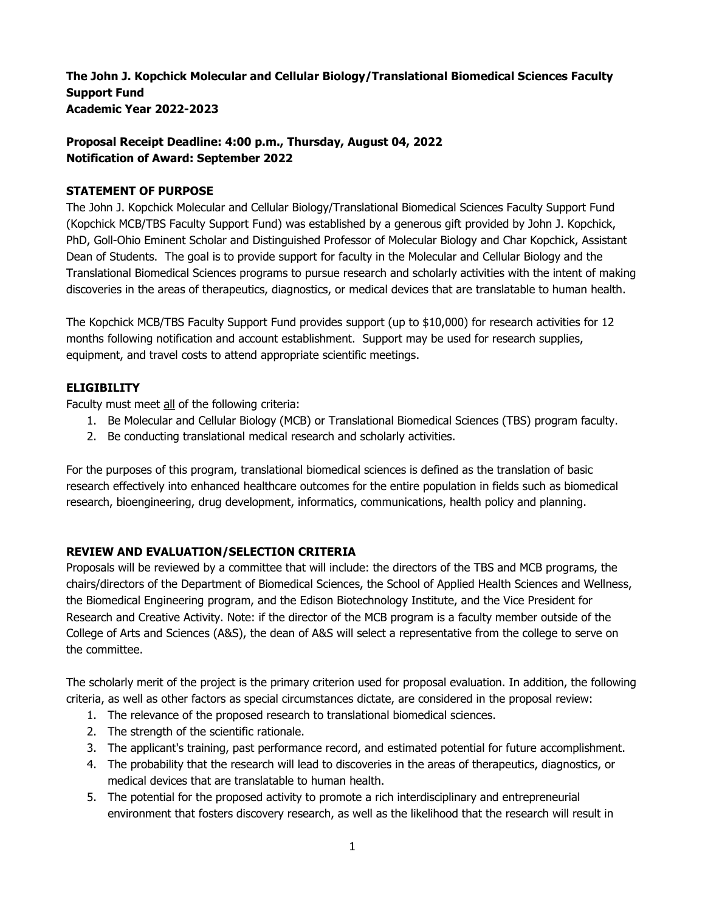**The John J. Kopchick Molecular and Cellular Biology/Translational Biomedical Sciences Faculty Support Fund**
**Academic Year 2022-2023**

**Proposal Receipt Deadline: 4:00 p.m., Thursday, August 04, 2022**
**Notification of Award: September 2022**

## STATEMENT OF PURPOSE

The John J. Kopchick Molecular and Cellular Biology/Translational Biomedical Sciences Faculty Support Fund (Kopchick MCB/TBS Faculty Support Fund) was established by a generous gift provided by John J. Kopchick, PhD, Goll-Ohio Eminent Scholar and Distinguished Professor of Molecular Biology and Char Kopchick, Assistant Dean of Students. The goal is to provide support for faculty in the Molecular and Cellular Biology and the Translational Biomedical Sciences programs to pursue research and scholarly activities with the intent of making discoveries in the areas of therapeutics, diagnostics, or medical devices that are translatable to human health.

The Kopchick MCB/TBS Faculty Support Fund provides support (up to $10,000) for research activities for 12 months following notification and account establishment. Support may be used for research supplies, equipment, and travel costs to attend appropriate scientific meetings.

## ELIGIBILITY

Faculty must meet <u>all</u> of the following criteria:

1. Be Molecular and Cellular Biology (MCB) or Translational Biomedical Sciences (TBS) program faculty.
2. Be conducting translational medical research and scholarly activities.

For the purposes of this program, translational biomedical sciences is defined as the translation of basic research effectively into enhanced healthcare outcomes for the entire population in fields such as biomedical research, bioengineering, drug development, informatics, communications, health policy and planning.

## REVIEW AND EVALUATION/SELECTION CRITERIA

Proposals will be reviewed by a committee that will include: the directors of the TBS and MCB programs, the chairs/directors of the Department of Biomedical Sciences, the School of Applied Health Sciences and Wellness, the Biomedical Engineering program, and the Edison Biotechnology Institute, and the Vice President for Research and Creative Activity. Note: if the director of the MCB program is a faculty member outside of the College of Arts and Sciences (A&S), the dean of A&S will select a representative from the college to serve on the committee.

The scholarly merit of the project is the primary criterion used for proposal evaluation. In addition, the following criteria, as well as other factors as special circumstances dictate, are considered in the proposal review:

1. The relevance of the proposed research to translational biomedical sciences.
2. The strength of the scientific rationale.
3. The applicant's training, past performance record, and estimated potential for future accomplishment.
4. The probability that the research will lead to discoveries in the areas of therapeutics, diagnostics, or medical devices that are translatable to human health.
5. The potential for the proposed activity to promote a rich interdisciplinary and entrepreneurial environment that fosters discovery research, as well as the likelihood that the research will result in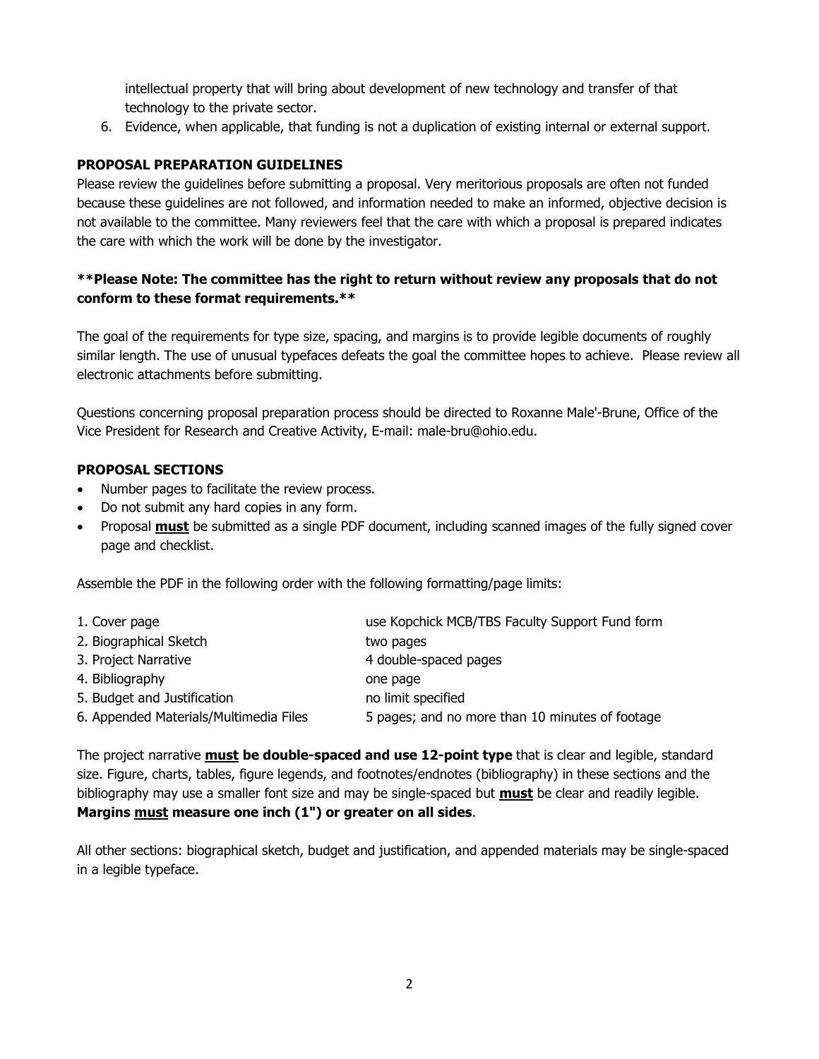intellectual property that will bring about development of new technology and transfer of that technology to the private sector.

6. Evidence, when applicable, that funding is not a duplication of existing internal or external support.

**PROPOSAL PREPARATION GUIDELINES**

Please review the guidelines before submitting a proposal. Very meritorious proposals are often not funded because these guidelines are not followed, and information needed to make an informed, objective decision is not available to the committee. Many reviewers feel that the care with which a proposal is prepared indicates the care with which the work will be done by the investigator.

**\*\*Please Note: The committee has the right to return without review any proposals that do not conform to these format requirements.\*\***

The goal of the requirements for type size, spacing, and margins is to provide legible documents of roughly similar length. The use of unusual typefaces defeats the goal the committee hopes to achieve. Please review all electronic attachments before submitting.

Questions concerning proposal preparation process should be directed to Roxanne Male'-Brune, Office of the Vice President for Research and Creative Activity, E-mail: male-bru@ohio.edu.

**PROPOSAL SECTIONS**

- Number pages to facilitate the review process.
- Do not submit any hard copies in any form.
- Proposal **<u>must</u>** be submitted as a single PDF document, including scanned images of the fully signed cover page and checklist.

Assemble the PDF in the following order with the following formatting/page limits:

| | |
|---|---|
| 1. Cover page | use Kopchick MCB/TBS Faculty Support Fund form |
| 2. Biographical Sketch | two pages |
| 3. Project Narrative | 4 double-spaced pages |
| 4. Bibliography | one page |
| 5. Budget and Justification | no limit specified |
| 6. Appended Materials/Multimedia Files | 5 pages; and no more than 10 minutes of footage |

The project narrative **<u>must</u> be double-spaced and use 12-point type** that is clear and legible, standard size. Figure, charts, tables, figure legends, and footnotes/endnotes (bibliography) in these sections and the bibliography may use a smaller font size and may be single-spaced but **<u>must</u>** be clear and readily legible. **Margins <u>must</u> measure one inch (1") or greater on all sides**.

All other sections: biographical sketch, budget and justification, and appended materials may be single-spaced in a legible typeface.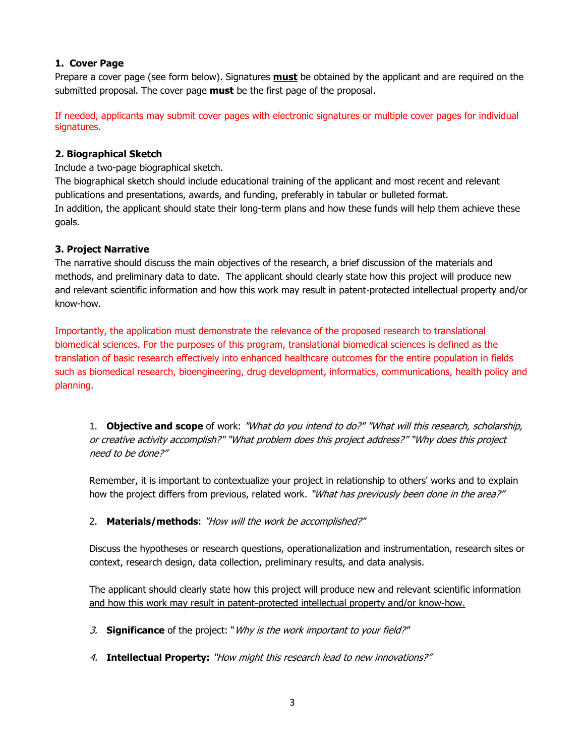### 1. Cover Page

Prepare a cover page (see form below). Signatures **must** be obtained by the applicant and are required on the submitted proposal. The cover page **must** be the first page of the proposal.

If needed, applicants may submit cover pages with electronic signatures or multiple cover pages for individual signatures.

### 2. Biographical Sketch

Include a two-page biographical sketch.

The biographical sketch should include educational training of the applicant and most recent and relevant publications and presentations, awards, and funding, preferably in tabular or bulleted format.

In addition, the applicant should state their long-term plans and how these funds will help them achieve these goals.

### 3. Project Narrative

The narrative should discuss the main objectives of the research, a brief discussion of the materials and methods, and preliminary data to date. The applicant should clearly state how this project will produce new and relevant scientific information and how this work may result in patent-protected intellectual property and/or know-how.

Importantly, the application must demonstrate the relevance of the proposed research to translational biomedical sciences. For the purposes of this program, translational biomedical sciences is defined as the translation of basic research effectively into enhanced healthcare outcomes for the entire population in fields such as biomedical research, bioengineering, drug development, informatics, communications, health policy and planning.

1. **Objective and scope** of work: *"What do you intend to do?" "What will this research, scholarship, or creative activity accomplish?" "What problem does this project address?" "Why does this project need to be done?"*

   Remember, it is important to contextualize your project in relationship to others' works and to explain how the project differs from previous, related work. *"What has previously been done in the area?"*

2. **Materials/methods**: *"How will the work be accomplished?"*

   Discuss the hypotheses or research questions, operationalization and instrumentation, research sites or context, research design, data collection, preliminary results, and data analysis.

   <u>The applicant should clearly state how this project will produce new and relevant scientific information and how this work may result in patent-protected intellectual property and/or know-how.</u>

3. **Significance** of the project: "*Why is the work important to your field?*"

4. **Intellectual Property:** *"How might this research lead to new innovations?"*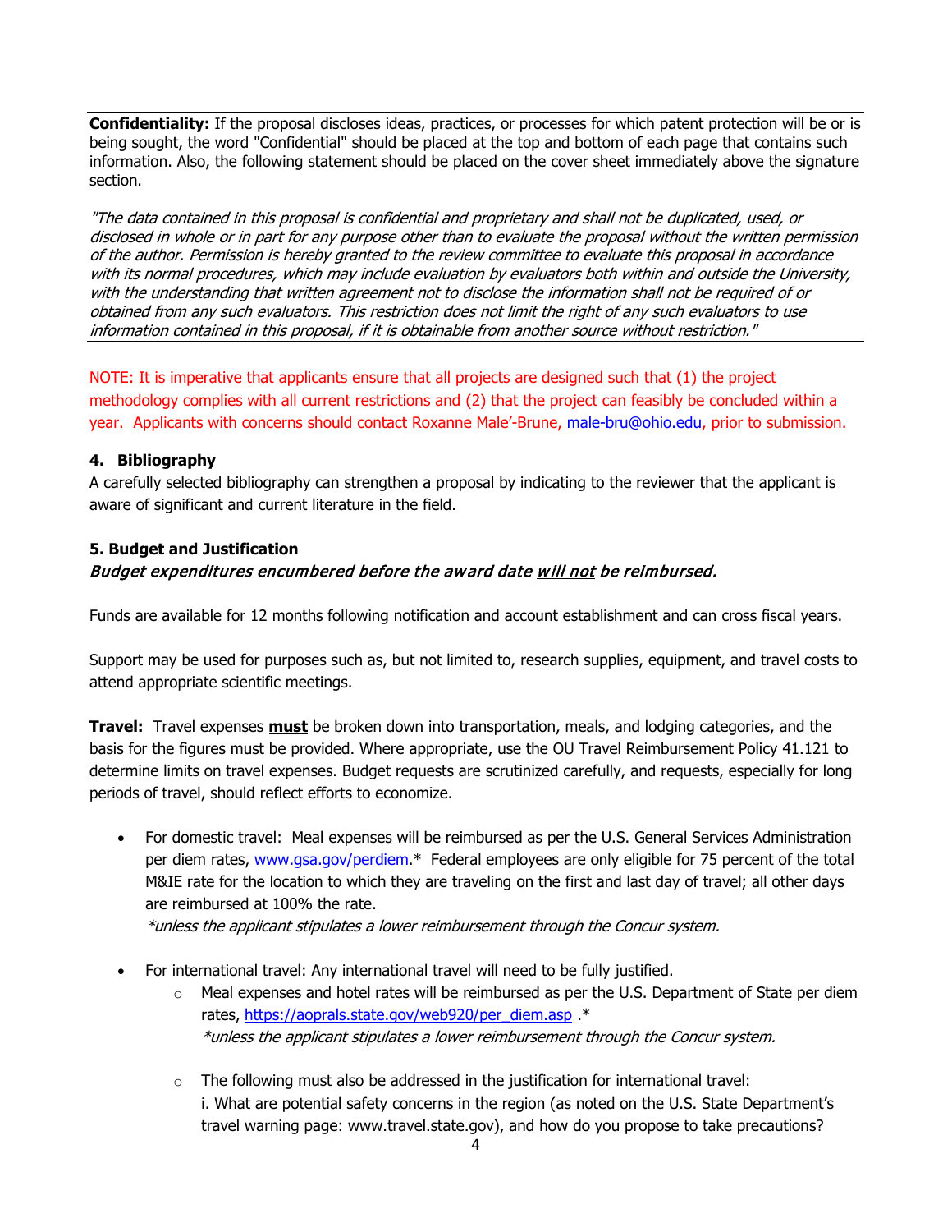**Confidentiality:** If the proposal discloses ideas, practices, or processes for which patent protection will be or is being sought, the word "Confidential" should be placed at the top and bottom of each page that contains such information. Also, the following statement should be placed on the cover sheet immediately above the signature section.

*"The data contained in this proposal is confidential and proprietary and shall not be duplicated, used, or disclosed in whole or in part for any purpose other than to evaluate the proposal without the written permission of the author. Permission is hereby granted to the review committee to evaluate this proposal in accordance with its normal procedures, which may include evaluation by evaluators both within and outside the University, with the understanding that written agreement not to disclose the information shall not be required of or obtained from any such evaluators. This restriction does not limit the right of any such evaluators to use information contained in this proposal, if it is obtainable from another source without restriction."*

NOTE: It is imperative that applicants ensure that all projects are designed such that (1) the project methodology complies with all current restrictions and (2) that the project can feasibly be concluded within a year. Applicants with concerns should contact Roxanne Male'-Brune, male-bru@ohio.edu, prior to submission.

### 4. Bibliography

A carefully selected bibliography can strengthen a proposal by indicating to the reviewer that the applicant is aware of significant and current literature in the field.

### 5. Budget and Justification

***Budget expenditures encumbered before the award date will not be reimbursed.***

Funds are available for 12 months following notification and account establishment and can cross fiscal years.

Support may be used for purposes such as, but not limited to, research supplies, equipment, and travel costs to attend appropriate scientific meetings.

**Travel:** Travel expenses **must** be broken down into transportation, meals, and lodging categories, and the basis for the figures must be provided. Where appropriate, use the OU Travel Reimbursement Policy 41.121 to determine limits on travel expenses. Budget requests are scrutinized carefully, and requests, especially for long periods of travel, should reflect efforts to economize.

- For domestic travel: Meal expenses will be reimbursed as per the U.S. General Services Administration per diem rates, www.gsa.gov/perdiem.* Federal employees are only eligible for 75 percent of the total M&IE rate for the location to which they are traveling on the first and last day of travel; all other days are reimbursed at 100% the rate.
  *\*unless the applicant stipulates a lower reimbursement through the Concur system.*

- For international travel: Any international travel will need to be fully justified.
  - Meal expenses and hotel rates will be reimbursed as per the U.S. Department of State per diem rates, https://aoprals.state.gov/web920/per_diem.asp .*
    *\*unless the applicant stipulates a lower reimbursement through the Concur system.*
  - The following must also be addressed in the justification for international travel:
    i. What are potential safety concerns in the region (as noted on the U.S. State Department's travel warning page: www.travel.state.gov), and how do you propose to take precautions?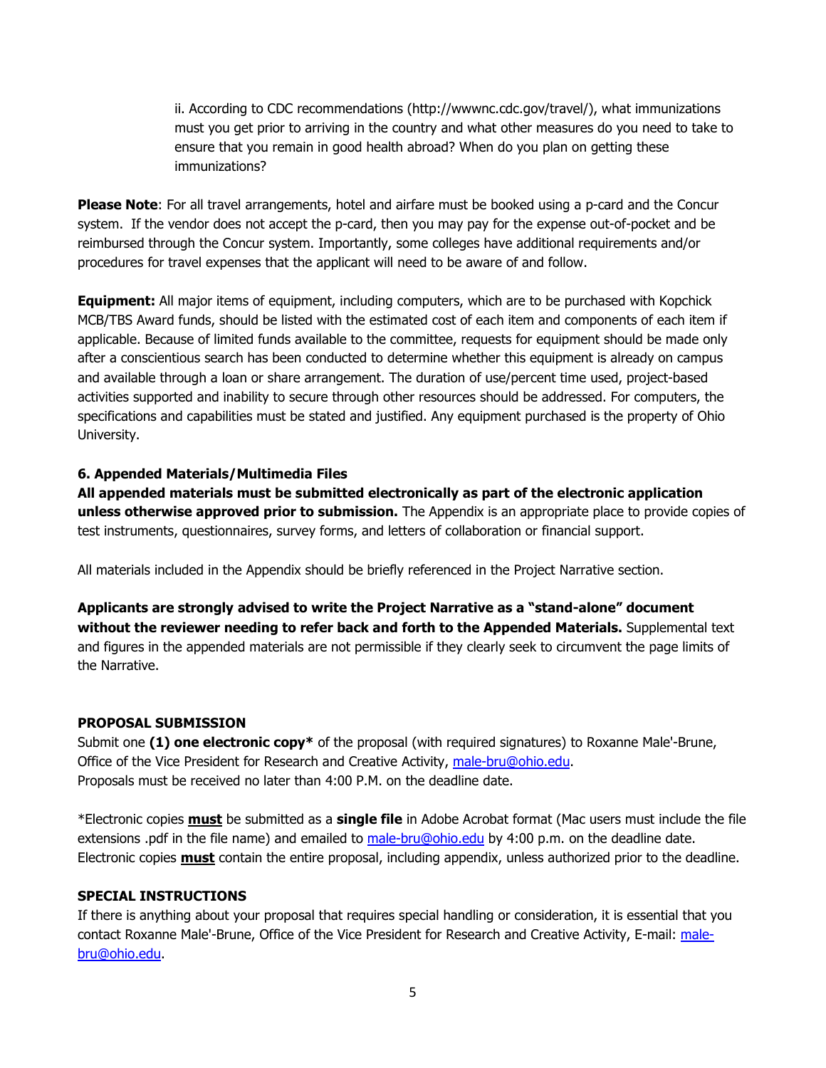ii. According to CDC recommendations (http://wwwnc.cdc.gov/travel/), what immunizations must you get prior to arriving in the country and what other measures do you need to take to ensure that you remain in good health abroad? When do you plan on getting these immunizations?

**Please Note**: For all travel arrangements, hotel and airfare must be booked using a p-card and the Concur system. If the vendor does not accept the p-card, then you may pay for the expense out-of-pocket and be reimbursed through the Concur system. Importantly, some colleges have additional requirements and/or procedures for travel expenses that the applicant will need to be aware of and follow.

**Equipment:** All major items of equipment, including computers, which are to be purchased with Kopchick MCB/TBS Award funds, should be listed with the estimated cost of each item and components of each item if applicable. Because of limited funds available to the committee, requests for equipment should be made only after a conscientious search has been conducted to determine whether this equipment is already on campus and available through a loan or share arrangement. The duration of use/percent time used, project-based activities supported and inability to secure through other resources should be addressed. For computers, the specifications and capabilities must be stated and justified. Any equipment purchased is the property of Ohio University.

### 6. Appended Materials/Multimedia Files

**All appended materials must be submitted electronically as part of the electronic application unless otherwise approved prior to submission.** The Appendix is an appropriate place to provide copies of test instruments, questionnaires, survey forms, and letters of collaboration or financial support.

All materials included in the Appendix should be briefly referenced in the Project Narrative section.

**Applicants are strongly advised to write the Project Narrative as a "stand-alone" document without the reviewer needing to refer back and forth to the Appended Materials.** Supplemental text and figures in the appended materials are not permissible if they clearly seek to circumvent the page limits of the Narrative.

## PROPOSAL SUBMISSION

Submit one **(1) one electronic copy*** of the proposal (with required signatures) to Roxanne Male'-Brune, Office of the Vice President for Research and Creative Activity, male-bru@ohio.edu.
Proposals must be received no later than 4:00 P.M. on the deadline date.

*Electronic copies **must** be submitted as a **single file** in Adobe Acrobat format (Mac users must include the file extensions .pdf in the file name) and emailed to male-bru@ohio.edu by 4:00 p.m. on the deadline date. Electronic copies **must** contain the entire proposal, including appendix, unless authorized prior to the deadline.

## SPECIAL INSTRUCTIONS

If there is anything about your proposal that requires special handling or consideration, it is essential that you contact Roxanne Male'-Brune, Office of the Vice President for Research and Creative Activity, E-mail: male-bru@ohio.edu.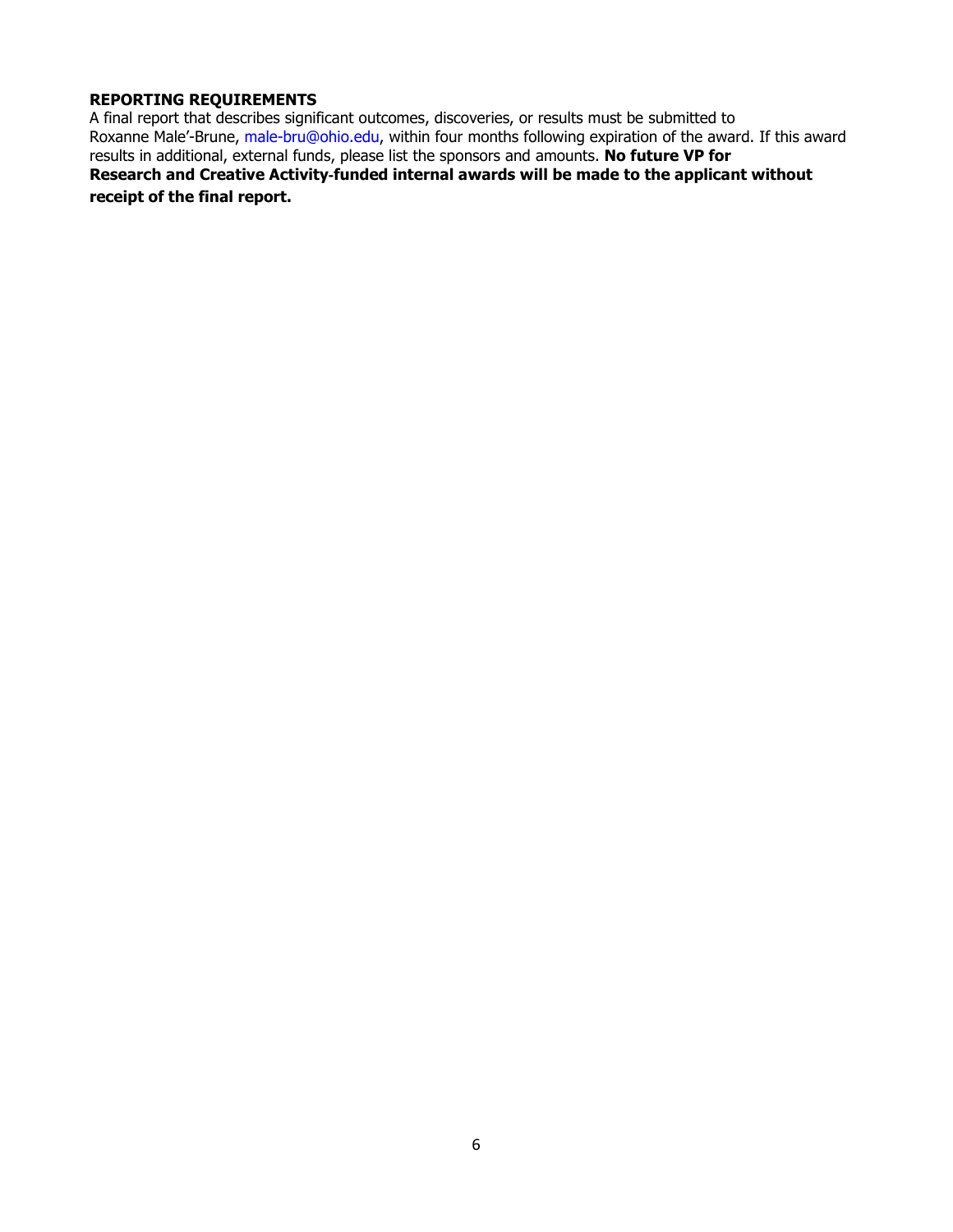**REPORTING REQUIREMENTS**

A final report that describes significant outcomes, discoveries, or results must be submitted to Roxanne Male'-Brune, male-bru@ohio.edu, within four months following expiration of the award. If this award results in additional, external funds, please list the sponsors and amounts. **No future VP for Research and Creative Activity-funded internal awards will be made to the applicant without receipt of the final report.**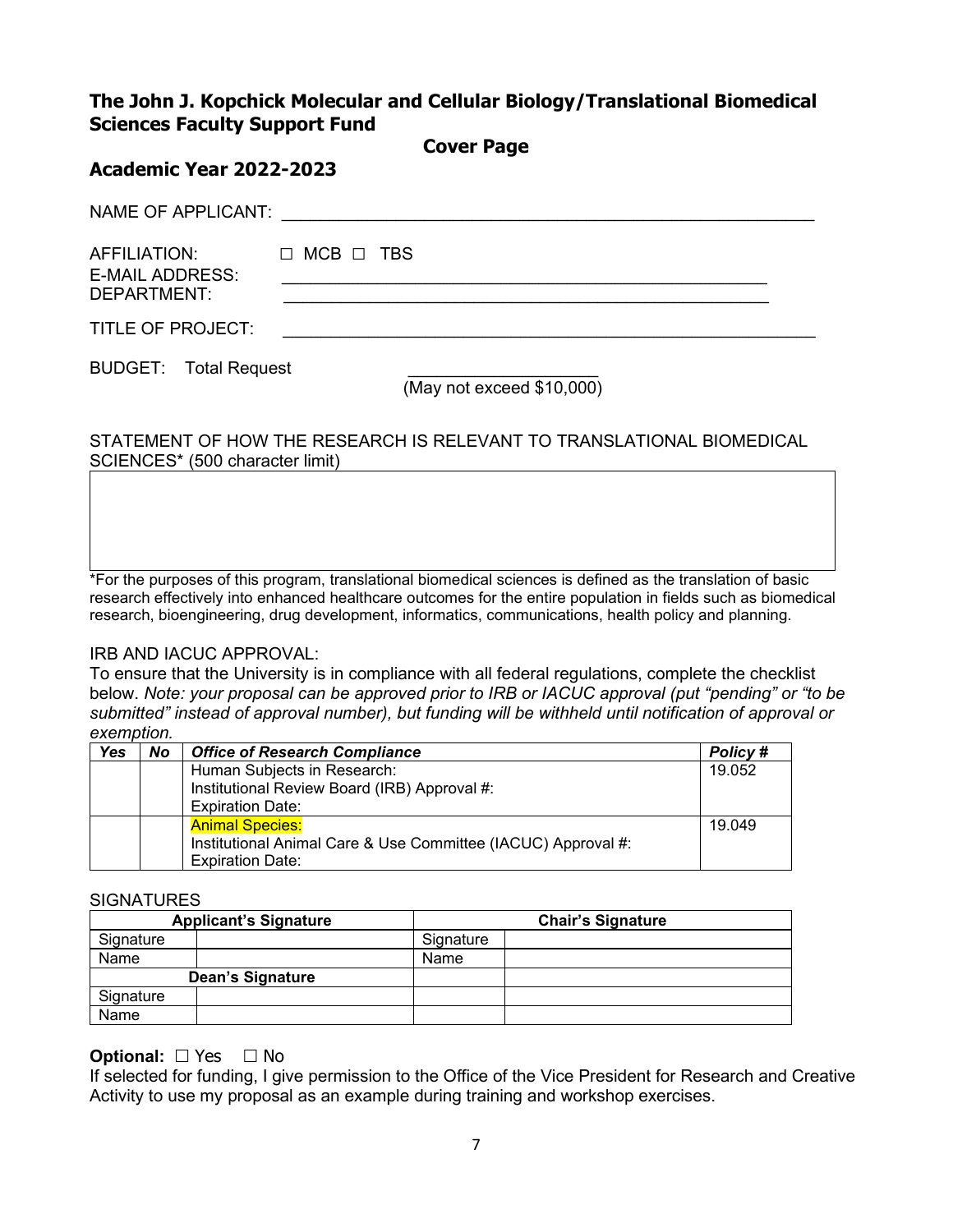## The John J. Kopchick Molecular and Cellular Biology/Translational Biomedical Sciences Faculty Support Fund

**Cover Page**

## Academic Year 2022-2023

NAME OF APPLICANT: ___________________________________________________________

AFFILIATION: ☐ MCB ☐ TBS

E-MAIL ADDRESS: ____________________________________________________

DEPARTMENT: ____________________________________________________

TITLE OF PROJECT: ___________________________________________________________

BUDGET: Total Request ____________________
(May not exceed $10,000)

STATEMENT OF HOW THE RESEARCH IS RELEVANT TO TRANSLATIONAL BIOMEDICAL SCIENCES* (500 character limit)

| |
|---|
| |

*For the purposes of this program, translational biomedical sciences is defined as the translation of basic research effectively into enhanced healthcare outcomes for the entire population in fields such as biomedical research, bioengineering, drug development, informatics, communications, health policy and planning.

IRB AND IACUC APPROVAL:

To ensure that the University is in compliance with all federal regulations, complete the checklist below. *Note: your proposal can be approved prior to IRB or IACUC approval (put "pending" or "to be submitted" instead of approval number), but funding will be withheld until notification of approval or exemption.*

| *Yes* | *No* | *Office of Research Compliance* | *Policy #* |
|---|---|---|---|
| | | Human Subjects in Research:<br>Institutional Review Board (IRB) Approval #:<br>Expiration Date: | 19.052 |
| | | Animal Species:<br>Institutional Animal Care & Use Committee (IACUC) Approval #:<br>Expiration Date: | 19.049 |

SIGNATURES

| **Applicant's Signature** | | **Chair's Signature** | |
|---|---|---|---|
| Signature | | Signature | |
| Name | | Name | |
| **Dean's Signature** | | | |
| Signature | | | |
| Name | | | |

**Optional:** ☐ Yes ☐ No

If selected for funding, I give permission to the Office of the Vice President for Research and Creative Activity to use my proposal as an example during training and workshop exercises.